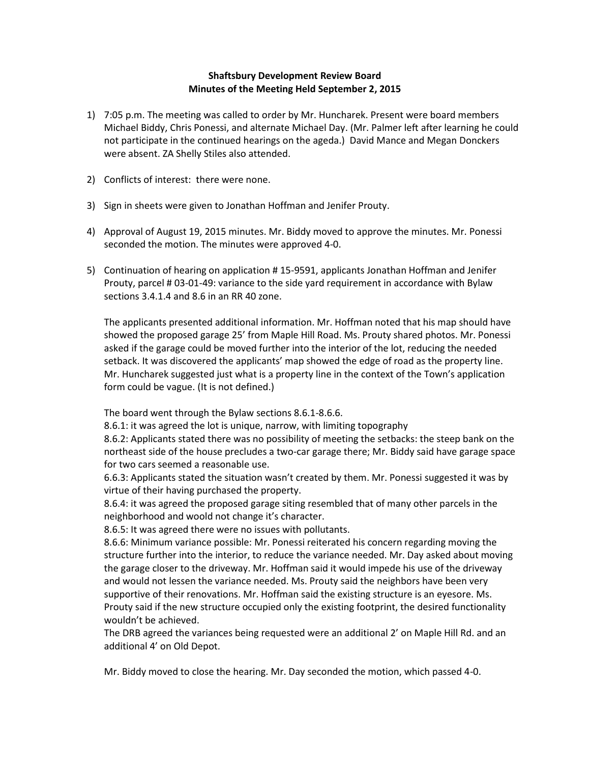**Shaftsbury Development Review Board**
**Minutes of the Meeting Held September 2, 2015**

1) 7:05 p.m. The meeting was called to order by Mr. Huncharek. Present were board members Michael Biddy, Chris Ponessi, and alternate Michael Day. (Mr. Palmer left after learning he could not participate in the continued hearings on the ageda.) David Mance and Megan Donckers were absent. ZA Shelly Stiles also attended.

2) Conflicts of interest: there were none.

3) Sign in sheets were given to Jonathan Hoffman and Jenifer Prouty.

4) Approval of August 19, 2015 minutes. Mr. Biddy moved to approve the minutes. Mr. Ponessi seconded the motion. The minutes were approved 4-0.

5) Continuation of hearing on application # 15-9591, applicants Jonathan Hoffman and Jenifer Prouty, parcel # 03-01-49: variance to the side yard requirement in accordance with Bylaw sections 3.4.1.4 and 8.6 in an RR 40 zone.

   The applicants presented additional information. Mr. Hoffman noted that his map should have showed the proposed garage 25' from Maple Hill Road. Ms. Prouty shared photos. Mr. Ponessi asked if the garage could be moved further into the interior of the lot, reducing the needed setback. It was discovered the applicants' map showed the edge of road as the property line. Mr. Huncharek suggested just what is a property line in the context of the Town's application form could be vague. (It is not defined.)

   The board went through the Bylaw sections 8.6.1-8.6.6.
   8.6.1: it was agreed the lot is unique, narrow, with limiting topography
   8.6.2: Applicants stated there was no possibility of meeting the setbacks: the steep bank on the northeast side of the house precludes a two-car garage there; Mr. Biddy said have garage space for two cars seemed a reasonable use.
   6.6.3: Applicants stated the situation wasn't created by them. Mr. Ponessi suggested it was by virtue of their having purchased the property.
   8.6.4: it was agreed the proposed garage siting resembled that of many other parcels in the neighborhood and woold not change it's character.
   8.6.5: It was agreed there were no issues with pollutants.
   8.6.6: Minimum variance possible: Mr. Ponessi reiterated his concern regarding moving the structure further into the interior, to reduce the variance needed. Mr. Day asked about moving the garage closer to the driveway. Mr. Hoffman said it would impede his use of the driveway and would not lessen the variance needed. Ms. Prouty said the neighbors have been very supportive of their renovations. Mr. Hoffman said the existing structure is an eyesore. Ms. Prouty said if the new structure occupied only the existing footprint, the desired functionality wouldn't be achieved.
   The DRB agreed the variances being requested were an additional 2' on Maple Hill Rd. and an additional 4' on Old Depot.

   Mr. Biddy moved to close the hearing. Mr. Day seconded the motion, which passed 4-0.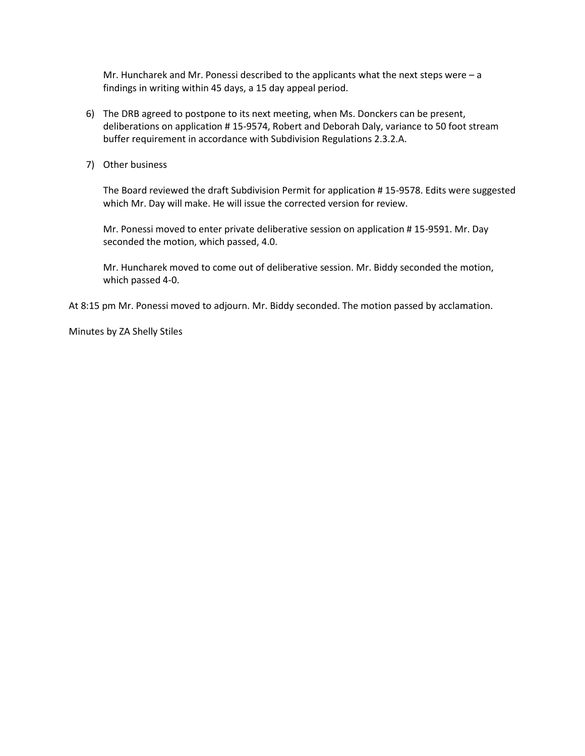Mr. Huncharek and Mr. Ponessi described to the applicants what the next steps were – a findings in writing within 45 days, a 15 day appeal period.

6) The DRB agreed to postpone to its next meeting, when Ms. Donckers can be present, deliberations on application # 15-9574, Robert and Deborah Daly, variance to 50 foot stream buffer requirement in accordance with Subdivision Regulations 2.3.2.A.

7) Other business

   The Board reviewed the draft Subdivision Permit for application # 15-9578. Edits were suggested which Mr. Day will make. He will issue the corrected version for review.

   Mr. Ponessi moved to enter private deliberative session on application # 15-9591. Mr. Day seconded the motion, which passed, 4.0.

   Mr. Huncharek moved to come out of deliberative session. Mr. Biddy seconded the motion, which passed 4-0.

At 8:15 pm Mr. Ponessi moved to adjourn. Mr. Biddy seconded. The motion passed by acclamation.

Minutes by ZA Shelly Stiles